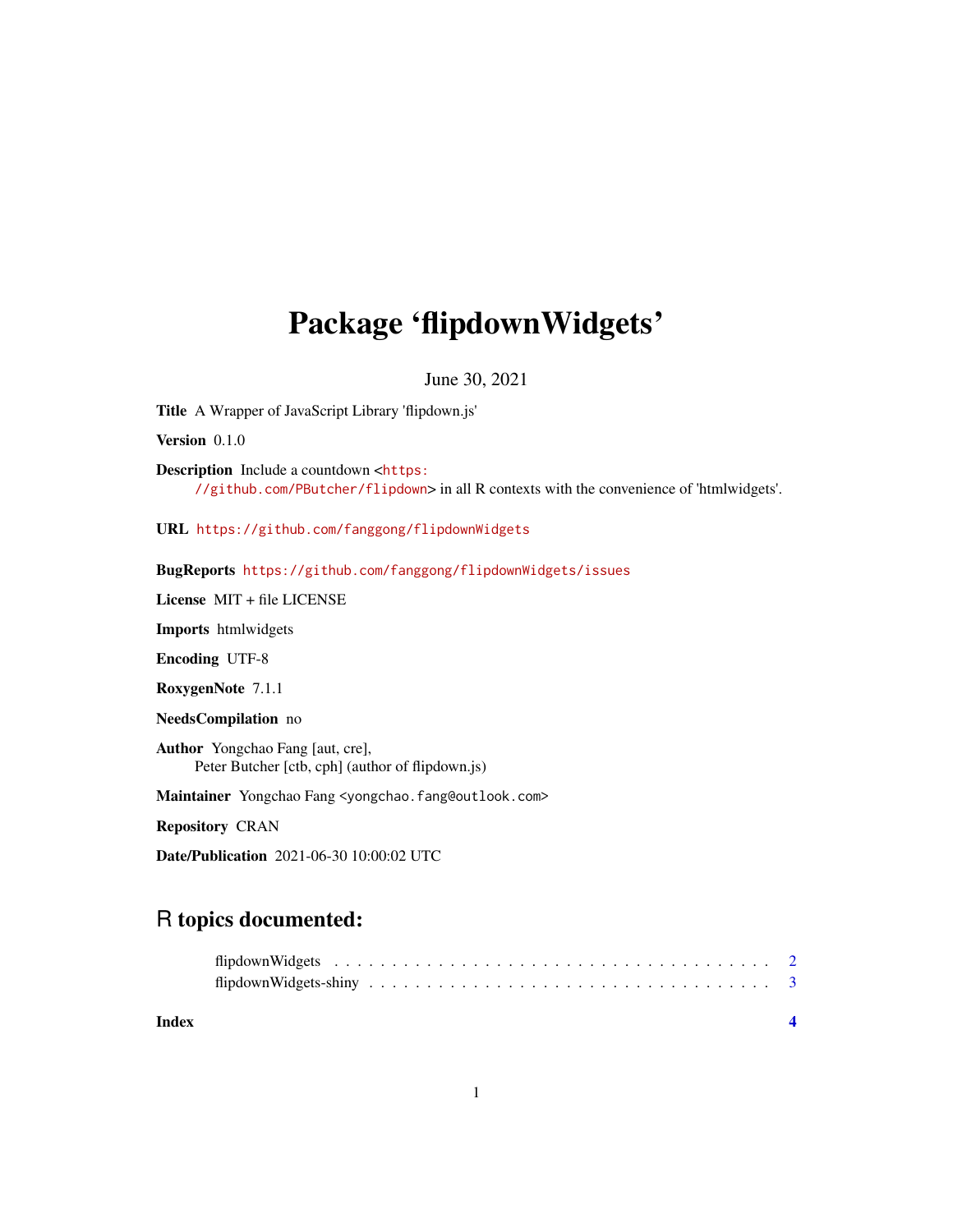# Package 'flipdownWidgets'

June 30, 2021

**Title** A Wrapper of JavaScript Library 'flipdown.js'

**Version** 0.1.0

**Description** Include a countdown <https://github.com/PButcher/flipdown> in all R contexts with the convenience of 'htmlwidgets'.

**URL** https://github.com/fanggong/flipdownWidgets

**BugReports** https://github.com/fanggong/flipdownWidgets/issues

**License** MIT + file LICENSE

**Imports** htmlwidgets

**Encoding** UTF-8

**RoxygenNote** 7.1.1

**NeedsCompilation** no

**Author** Yongchao Fang [aut, cre],
Peter Butcher [ctb, cph] (author of flipdown.js)

**Maintainer** Yongchao Fang <yongchao.fang@outlook.com>

**Repository** CRAN

**Date/Publication** 2021-06-30 10:00:02 UTC

## R topics documented:

flipdownWidgets . . . . . . . . . . . . . . . . . . . . . . . . . . . . . . . . . . . . . . . . 2
flipdownWidgets-shiny . . . . . . . . . . . . . . . . . . . . . . . . . . . . . . . . . . . . . 3

**Index** **4**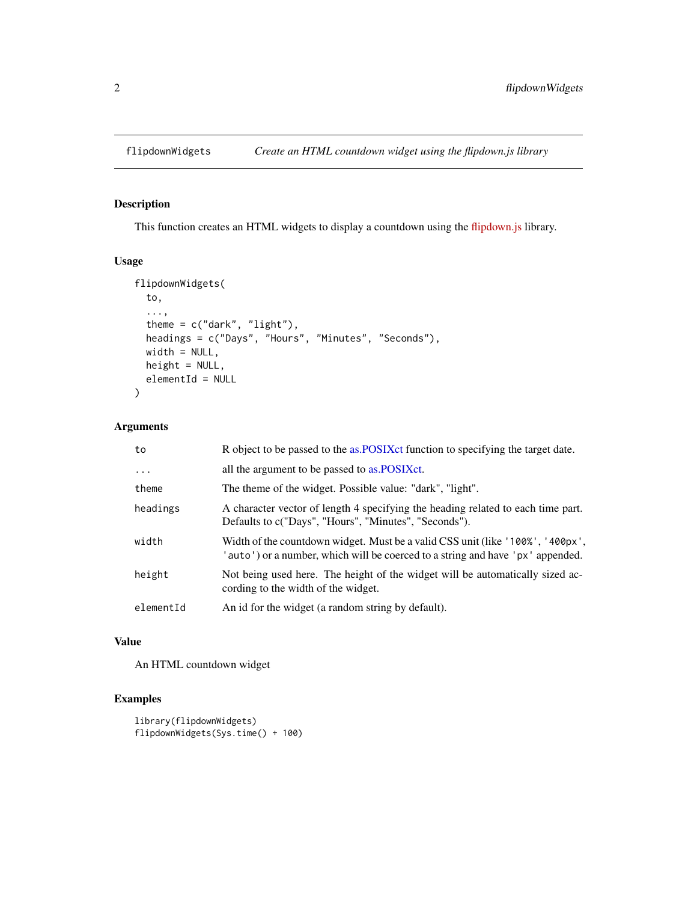# flipdownWidgets — *Create an HTML countdown widget using the flipdown.js library*

## Description

This function creates an HTML widgets to display a countdown using the flipdown.js library.

## Usage

```
flipdownWidgets(
  to,
  ...,
  theme = c("dark", "light"),
  headings = c("Days", "Hours", "Minutes", "Seconds"),
  width = NULL,
  height = NULL,
  elementId = NULL
)
```

## Arguments

| | |
|---|---|
| `to` | R object to be passed to the as.POSIXct function to specifying the target date. |
| `...` | all the argument to be passed to as.POSIXct. |
| `theme` | The theme of the widget. Possible value: "dark", "light". |
| `headings` | A character vector of length 4 specifying the heading related to each time part. Defaults to c("Days", "Hours", "Minutes", "Seconds"). |
| `width` | Width of the countdown widget. Must be a valid CSS unit (like `'100%'`, `'400px'`, `'auto'`) or a number, which will be coerced to a string and have `'px'` appended. |
| `height` | Not being used here. The height of the widget will be automatically sized according to the width of the widget. |
| `elementId` | An id for the widget (a random string by default). |

## Value

An HTML countdown widget

## Examples

```
library(flipdownWidgets)
flipdownWidgets(Sys.time() + 100)
```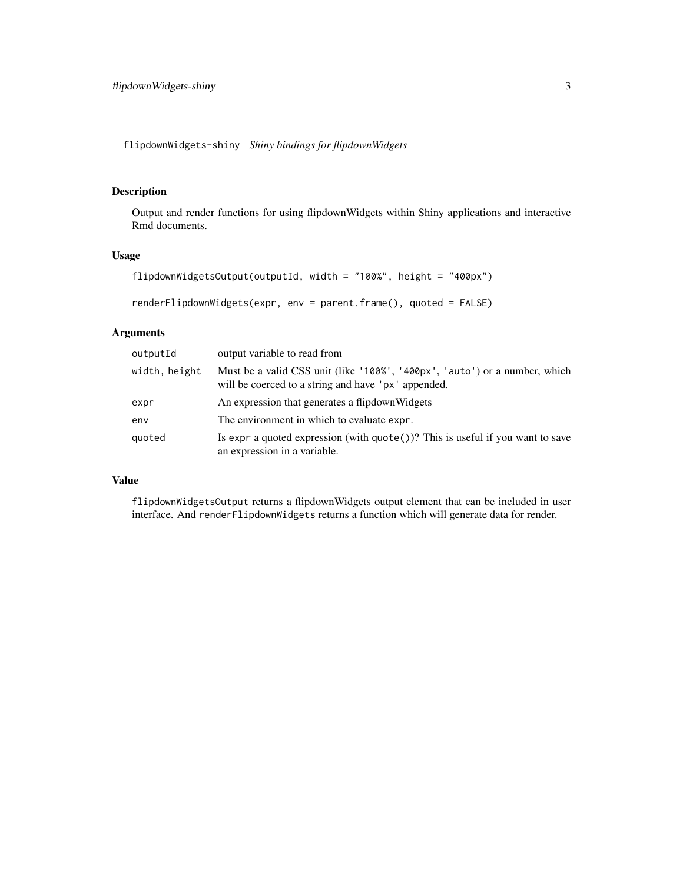## flipdownWidgets-shiny *Shiny bindings for flipdownWidgets*

### Description

Output and render functions for using flipdownWidgets within Shiny applications and interactive Rmd documents.

### Usage

```
flipdownWidgetsOutput(outputId, width = "100%", height = "400px")

renderFlipdownWidgets(expr, env = parent.frame(), quoted = FALSE)
```

### Arguments

| | |
|---|---|
| `outputId` | output variable to read from |
| `width, height` | Must be a valid CSS unit (like `'100%'`, `'400px'`, `'auto'`) or a number, which will be coerced to a string and have `'px'` appended. |
| `expr` | An expression that generates a flipdownWidgets |
| `env` | The environment in which to evaluate `expr`. |
| `quoted` | Is `expr` a quoted expression (with `quote()`)? This is useful if you want to save an expression in a variable. |

### Value

`flipdownWidgetsOutput` returns a flipdownWidgets output element that can be included in user interface. And `renderFlipdownWidgets` returns a function which will generate data for render.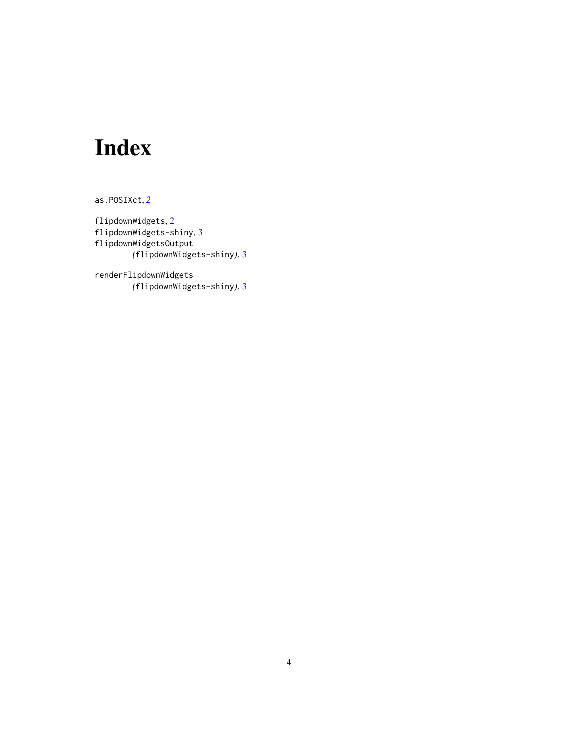# Index

as.POSIXct, *2*

flipdownWidgets, 2
flipdownWidgets-shiny, 3
flipdownWidgetsOutput
    *(*flipdownWidgets-shiny*)*, 3

renderFlipdownWidgets
    *(*flipdownWidgets-shiny*)*, 3